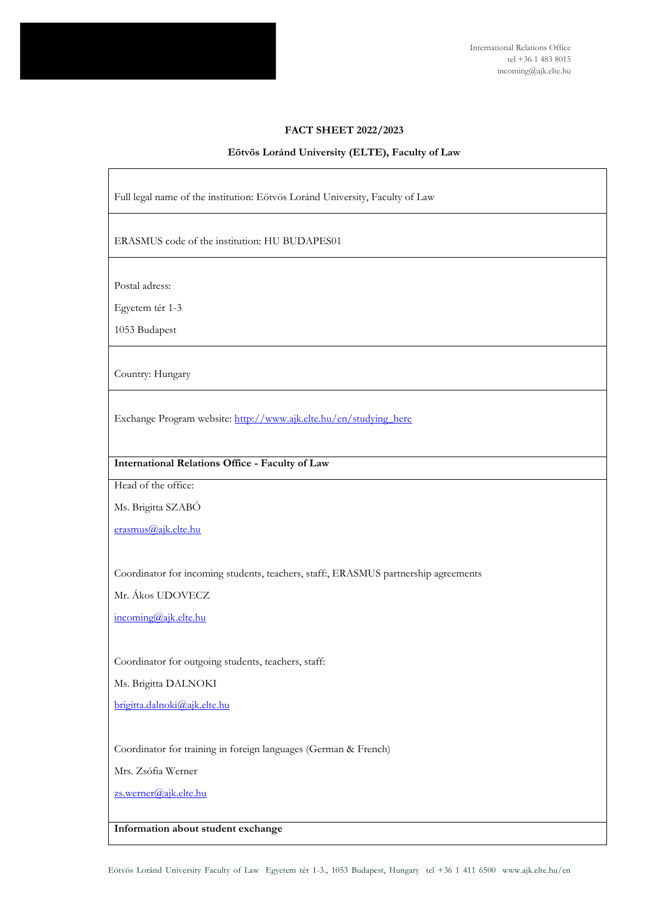International Relations Office
tel +36 1 483 8015
incoming@ajk.elte.hu

**FACT SHEET 2022/2023**

**Eötvös Loránd University (ELTE), Faculty of Law**

Full legal name of the institution: Eötvös Loránd University, Faculty of Law

ERASMUS code of the institution: HU BUDAPES01

Postal adress:

Egyetem tér 1-3

1053 Budapest

Country: Hungary

Exchange Program website: http://www.ajk.elte.hu/en/studying_here

**International Relations Office - Faculty of Law**

Head of the office:

Ms. Brigitta SZABÓ

erasmus@ajk.elte.hu

Coordinator for incoming students, teachers, staff:, ERASMUS partnership agreements

Mr. Ákos UDOVECZ

incoming@ajk.elte.hu

Coordinator for outgoing students, teachers, staff:

Ms. Brigitta DALNOKI

brigitta.dalnoki@ajk.elte.hu

Coordinator for training in foreign languages (German & French)

Mrs. Zsófia Werner

zs.werner@ajk.elte.hu

**Information about student exchange**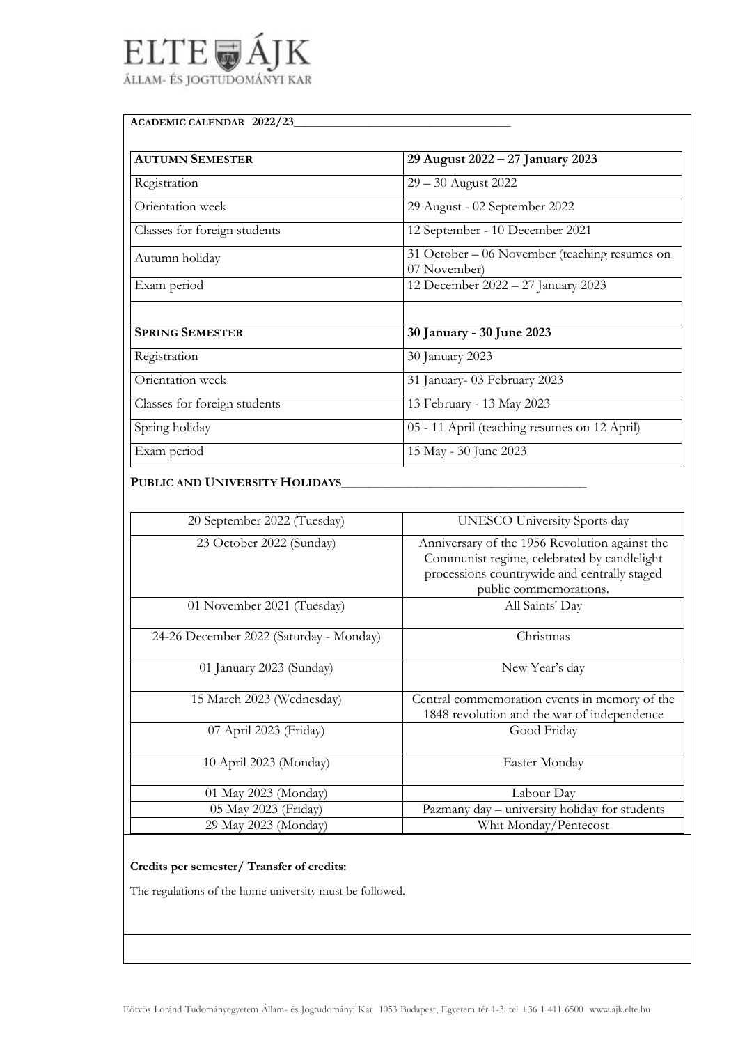# ELTE ÁJK
ÁLLAM- ÉS JOGTUDOMÁNYI KAR

**ACADEMIC CALENDAR 2022/23**

| **AUTUMN SEMESTER** | **29 August 2022 – 27 January 2023** |
|---|---|
| Registration | 29 – 30 August 2022 |
| Orientation week | 29 August - 02 September 2022 |
| Classes for foreign students | 12 September - 10 December 2021 |
| Autumn holiday | 31 October – 06 November (teaching resumes on 07 November) |
| Exam period | 12 December 2022 – 27 January 2023 |
| | |
| **SPRING SEMESTER** | **30 January - 30 June 2023** |
| Registration | 30 January 2023 |
| Orientation week | 31 January- 03 February 2023 |
| Classes for foreign students | 13 February - 13 May 2023 |
| Spring holiday | 05 - 11 April (teaching resumes on 12 April) |
| Exam period | 15 May - 30 June 2023 |

**PUBLIC AND UNIVERSITY HOLIDAYS**

| Date | Holiday |
|---|---|
| 20 September 2022 (Tuesday) | UNESCO University Sports day |
| 23 October 2022 (Sunday) | Anniversary of the 1956 Revolution against the Communist regime, celebrated by candlelight processions countrywide and centrally staged public commemorations. |
| 01 November 2021 (Tuesday) | All Saints' Day |
| 24-26 December 2022 (Saturday - Monday) | Christmas |
| 01 January 2023 (Sunday) | New Year's day |
| 15 March 2023 (Wednesday) | Central commemoration events in memory of the 1848 revolution and the war of independence |
| 07 April 2023 (Friday) | Good Friday |
| 10 April 2023 (Monday) | Easter Monday |
| 01 May 2023 (Monday) | Labour Day |
| 05 May 2023 (Friday) | Pazmany day – university holiday for students |
| 29 May 2023 (Monday) | Whit Monday/Pentecost |

**Credits per semester/ Transfer of credits:**

The regulations of the home university must be followed.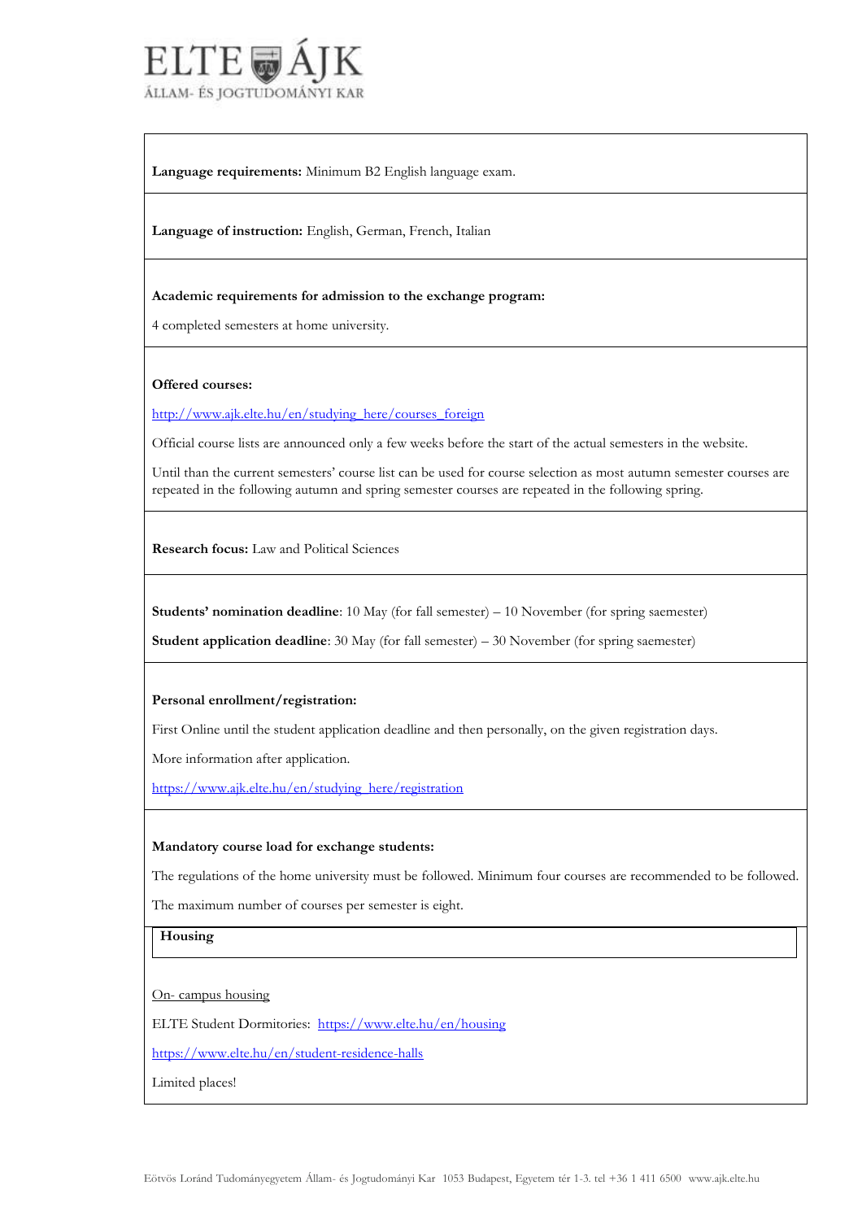**Language requirements:** Minimum B2 English language exam.

**Language of instruction:** English, German, French, Italian

**Academic requirements for admission to the exchange program:**

4 completed semesters at home university.

**Offered courses:**

http://www.ajk.elte.hu/en/studying_here/courses_foreign

Official course lists are announced only a few weeks before the start of the actual semesters in the website.

Until than the current semesters' course list can be used for course selection as most autumn semester courses are repeated in the following autumn and spring semester courses are repeated in the following spring.

**Research focus:** Law and Political Sciences

**Students' nomination deadline**: 10 May (for fall semester) – 10 November (for spring saemester)

**Student application deadline**: 30 May (for fall semester) – 30 November (for spring saemester)

**Personal enrollment/registration:**

First Online until the student application deadline and then personally, on the given registration days.

More information after application.

https://www.ajk.elte.hu/en/studying_here/registration

**Mandatory course load for exchange students:**

The regulations of the home university must be followed. Minimum four courses are recommended to be followed.

The maximum number of courses per semester is eight.

**Housing**

On- campus housing

ELTE Student Dormitories: https://www.elte.hu/en/housing

https://www.elte.hu/en/student-residence-halls

Limited places!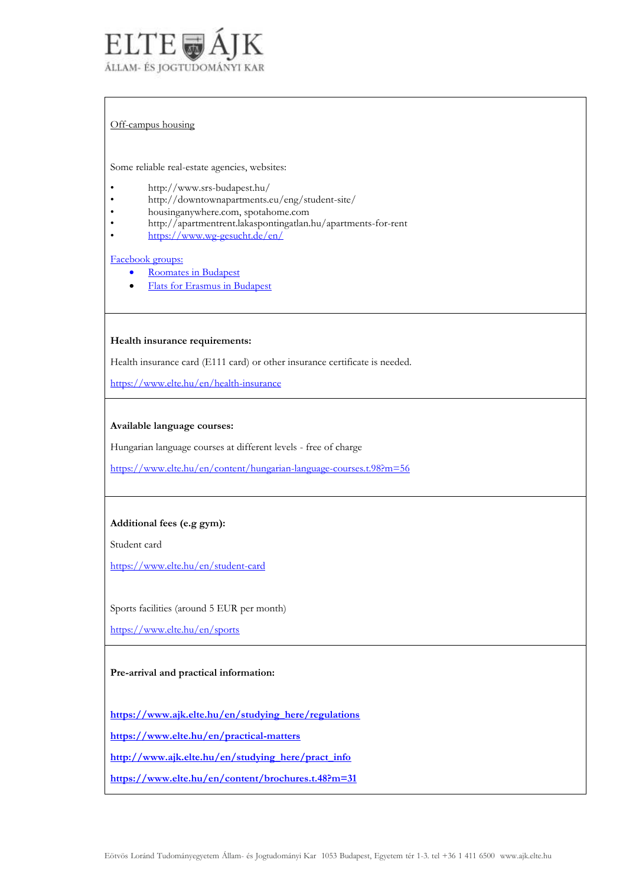Off-campus housing

Some reliable real-estate agencies, websites:

- http://www.srs-budapest.hu/
- http://downtownapartments.eu/eng/student-site/
- housinganywhere.com, spotahome.com
- http://apartmentrent.lakaspontingatlan.hu/apartments-for-rent
- https://www.wg-gesucht.de/en/

Facebook groups:

- Roomates in Budapest
- Flats for Erasmus in Budapest

**Health insurance requirements:**

Health insurance card (E111 card) or other insurance certificate is needed.

https://www.elte.hu/en/health-insurance

**Available language courses:**

Hungarian language courses at different levels - free of charge

https://www.elte.hu/en/content/hungarian-language-courses.t.98?m=56

**Additional fees (e.g gym):**

Student card

https://www.elte.hu/en/student-card

Sports facilities (around 5 EUR per month)

https://www.elte.hu/en/sports

**Pre-arrival and practical information:**

**https://www.ajk.elte.hu/en/studying_here/regulations**

**https://www.elte.hu/en/practical-matters**

**http://www.ajk.elte.hu/en/studying_here/pract_info**

**https://www.elte.hu/en/content/brochures.t.48?m=31**